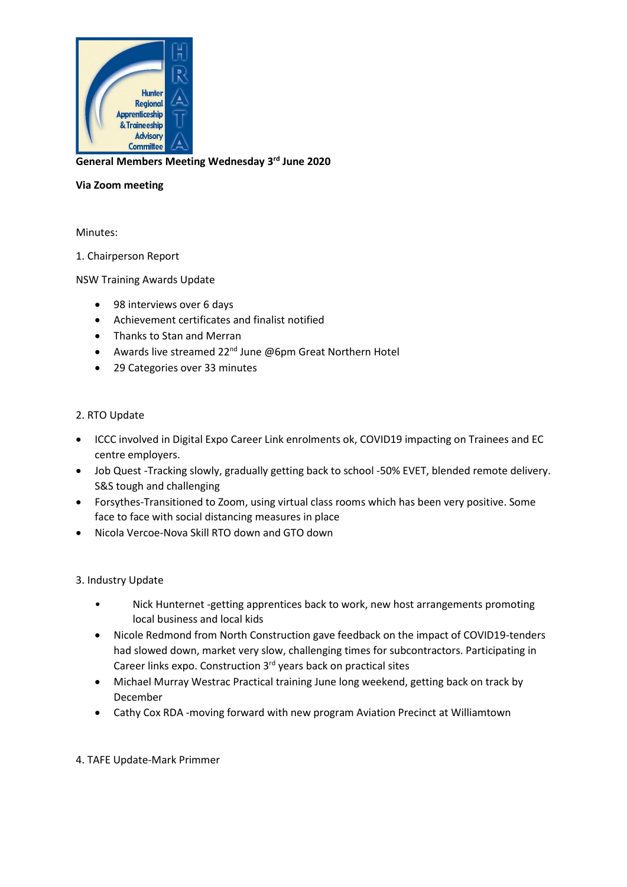Hunter Regional Apprenticeship & Traineeship Advisory Committee

HRATA

**General Members Meeting Wednesday 3rd June 2020**

**Via Zoom meeting**

Minutes:

1. Chairperson Report

NSW Training Awards Update

- 98 interviews over 6 days
- Achievement certificates and finalist notified
- Thanks to Stan and Merran
- Awards live streamed 22nd June @6pm Great Northern Hotel
- 29 Categories over 33 minutes

2. RTO Update

- ICCC involved in Digital Expo Career Link enrolments ok, COVID19 impacting on Trainees and EC centre employers.
- Job Quest -Tracking slowly, gradually getting back to school -50% EVET, blended remote delivery. S&S tough and challenging
- Forsythes-Transitioned to Zoom, using virtual class rooms which has been very positive. Some face to face with social distancing measures in place
- Nicola Vercoe-Nova Skill RTO down and GTO down

3. Industry Update

- Nick Hunternet -getting apprentices back to work, new host arrangements promoting local business and local kids
- Nicole Redmond from North Construction gave feedback on the impact of COVID19-tenders had slowed down, market very slow, challenging times for subcontractors. Participating in Career links expo. Construction 3rd years back on practical sites
- Michael Murray Westrac Practical training June long weekend, getting back on track by December
- Cathy Cox RDA -moving forward with new program Aviation Precinct at Williamtown

4. TAFE Update-Mark Primmer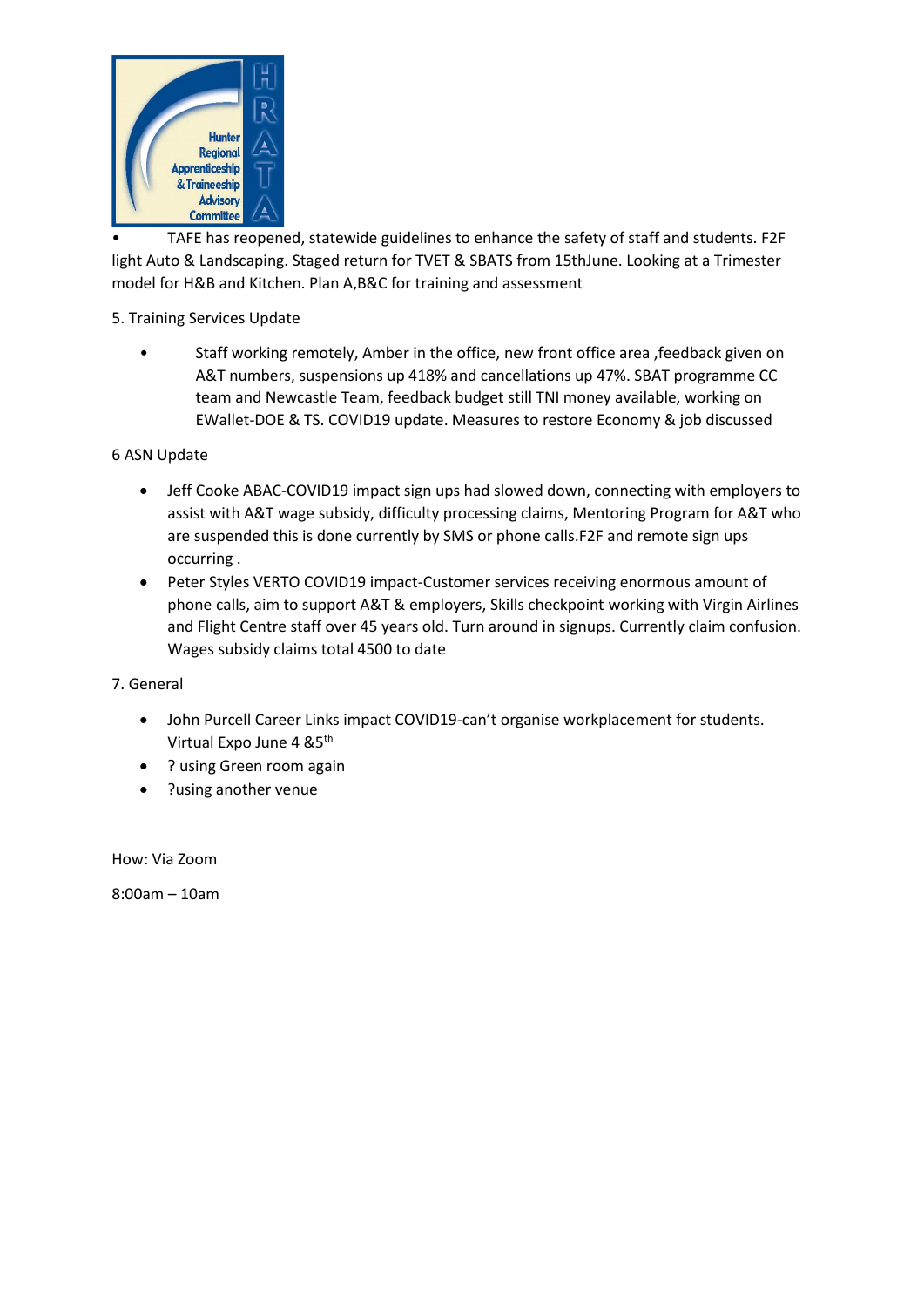- TAFE has reopened, statewide guidelines to enhance the safety of staff and students. F2F light Auto & Landscaping. Staged return for TVET & SBATS from 15thJune. Looking at a Trimester model for H&B and Kitchen. Plan A,B&C for training and assessment

5. Training Services Update

- Staff working remotely, Amber in the office, new front office area ,feedback given on A&T numbers, suspensions up 418% and cancellations up 47%. SBAT programme CC team and Newcastle Team, feedback budget still TNI money available, working on EWallet-DOE & TS. COVID19 update. Measures to restore Economy & job discussed

6 ASN Update

- Jeff Cooke ABAC-COVID19 impact sign ups had slowed down, connecting with employers to assist with A&T wage subsidy, difficulty processing claims, Mentoring Program for A&T who are suspended this is done currently by SMS or phone calls.F2F and remote sign ups occurring .
- Peter Styles VERTO COVID19 impact-Customer services receiving enormous amount of phone calls, aim to support A&T & employers, Skills checkpoint working with Virgin Airlines and Flight Centre staff over 45 years old. Turn around in signups. Currently claim confusion. Wages subsidy claims total 4500 to date

7. General

- John Purcell Career Links impact COVID19-can't organise workplacement for students. Virtual Expo June 4 &5th
- ? using Green room again
- ?using another venue

How: Via Zoom

8:00am – 10am